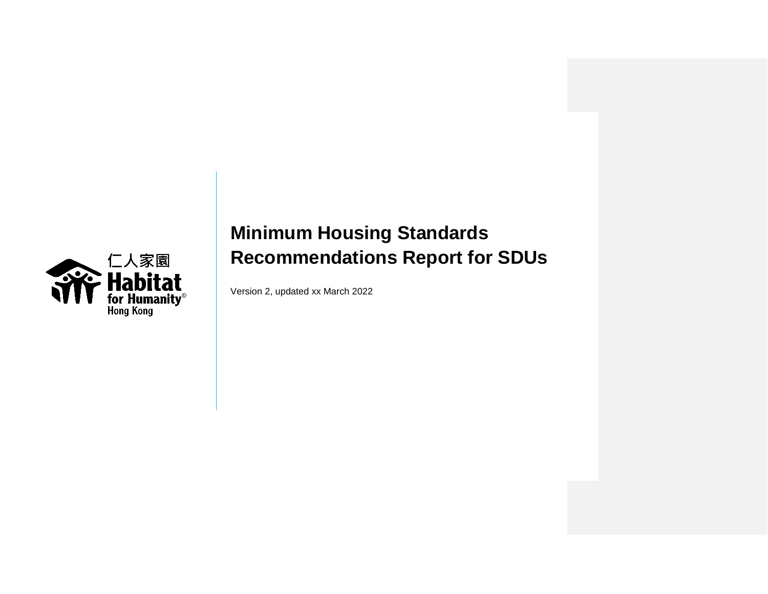仁人家園
Habitat for Humanity Hong Kong

# Minimum Housing Standards Recommendations Report for SDUs

Version 2, updated xx March 2022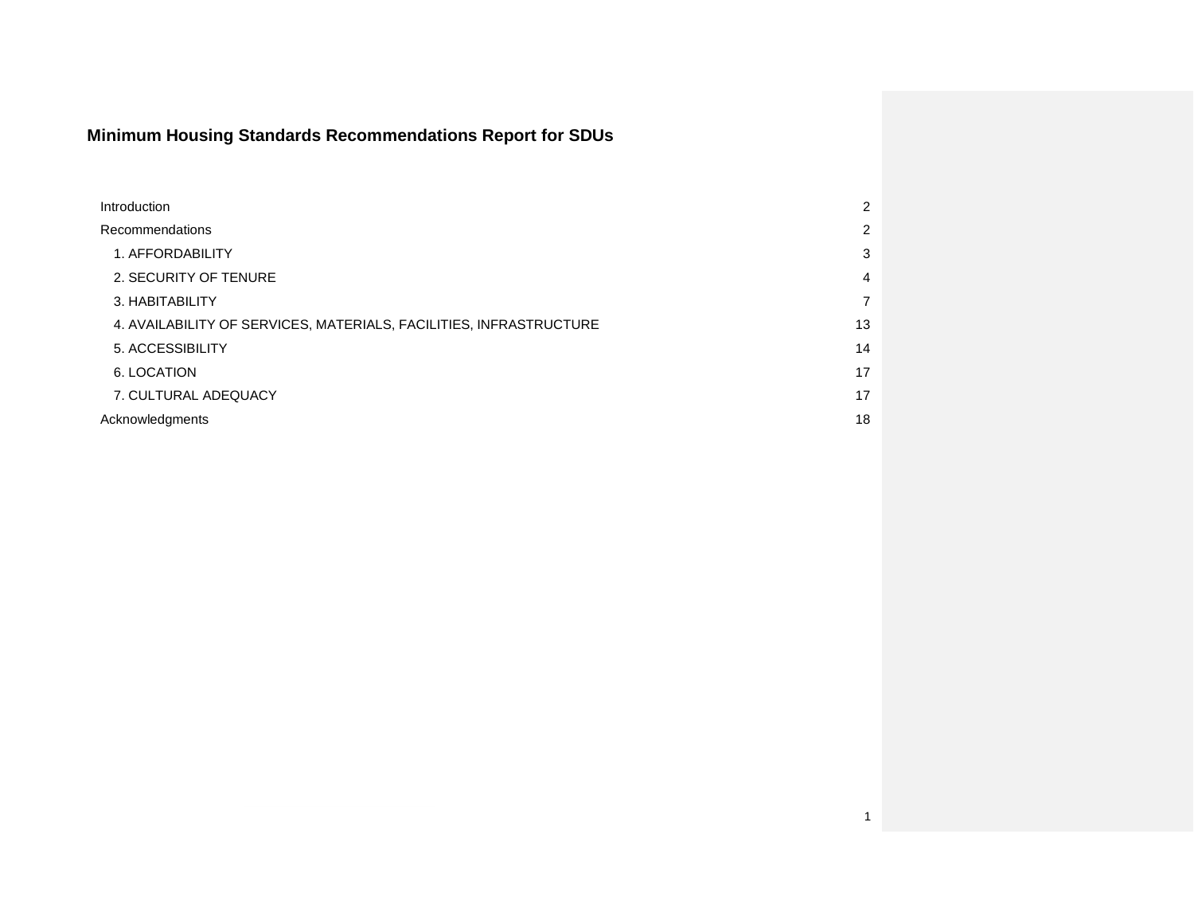# Minimum Housing Standards Recommendations Report for SDUs

- Introduction 2
- Recommendations 2
  - 1. AFFORDABILITY 3
  - 2. SECURITY OF TENURE 4
  - 3. HABITABILITY 7
  - 4. AVAILABILITY OF SERVICES, MATERIALS, FACILITIES, INFRASTRUCTURE 13
  - 5. ACCESSIBILITY 14
  - 6. LOCATION 17
  - 7. CULTURAL ADEQUACY 17
- Acknowledgments 18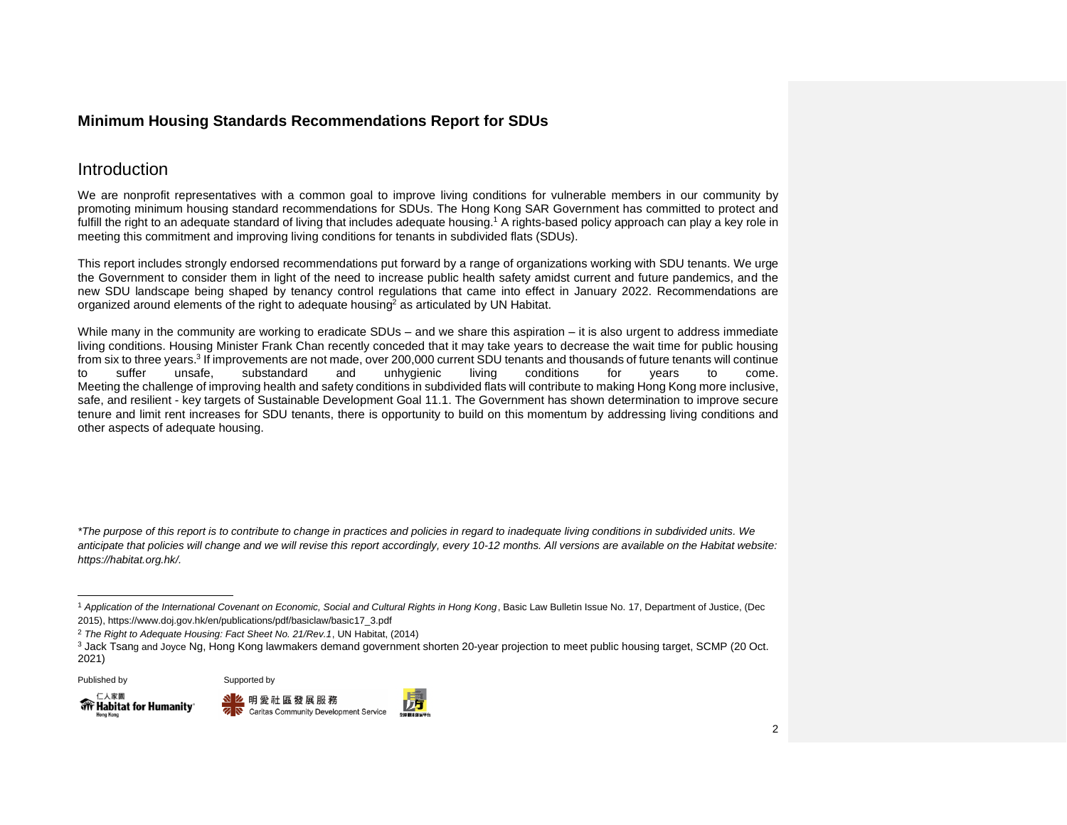## Minimum Housing Standards Recommendations Report for SDUs

## Introduction

We are nonprofit representatives with a common goal to improve living conditions for vulnerable members in our community by promoting minimum housing standard recommendations for SDUs. The Hong Kong SAR Government has committed to protect and fulfill the right to an adequate standard of living that includes adequate housing.[1] A rights-based policy approach can play a key role in meeting this commitment and improving living conditions for tenants in subdivided flats (SDUs).

This report includes strongly endorsed recommendations put forward by a range of organizations working with SDU tenants. We urge the Government to consider them in light of the need to increase public health safety amidst current and future pandemics, and the new SDU landscape being shaped by tenancy control regulations that came into effect in January 2022. Recommendations are organized around elements of the right to adequate housing[2] as articulated by UN Habitat.

While many in the community are working to eradicate SDUs – and we share this aspiration – it is also urgent to address immediate living conditions. Housing Minister Frank Chan recently conceded that it may take years to decrease the wait time for public housing from six to three years.[3] If improvements are not made, over 200,000 current SDU tenants and thousands of future tenants will continue to suffer unsafe, substandard and unhygienic living conditions for years to come. Meeting the challenge of improving health and safety conditions in subdivided flats will contribute to making Hong Kong more inclusive, safe, and resilient - key targets of Sustainable Development Goal 11.1. The Government has shown determination to improve secure tenure and limit rent increases for SDU tenants, there is opportunity to build on this momentum by addressing living conditions and other aspects of adequate housing.

*\*The purpose of this report is to contribute to change in practices and policies in regard to inadequate living conditions in subdivided units. We anticipate that policies will change and we will revise this report accordingly, every 10-12 months. All versions are available on the Habitat website: https://habitat.org.hk/.*

---

[1] *Application of the International Covenant on Economic, Social and Cultural Rights in Hong Kong*, Basic Law Bulletin Issue No. 17, Department of Justice, (Dec 2015), https://www.doj.gov.hk/en/publications/pdf/basiclaw/basic17_3.pdf

[2] *The Right to Adequate Housing: Fact Sheet No. 21/Rev.1*, UN Habitat, (2014)

[3] Jack Tsang and Joyce Ng, Hong Kong lawmakers demand government shorten 20-year projection to meet public housing target, SCMP (20 Oct. 2021)

Published by: 仁人家園 Habitat for Humanity Hong Kong

Supported by: 明愛社區發展服務 Caritas Community Development Service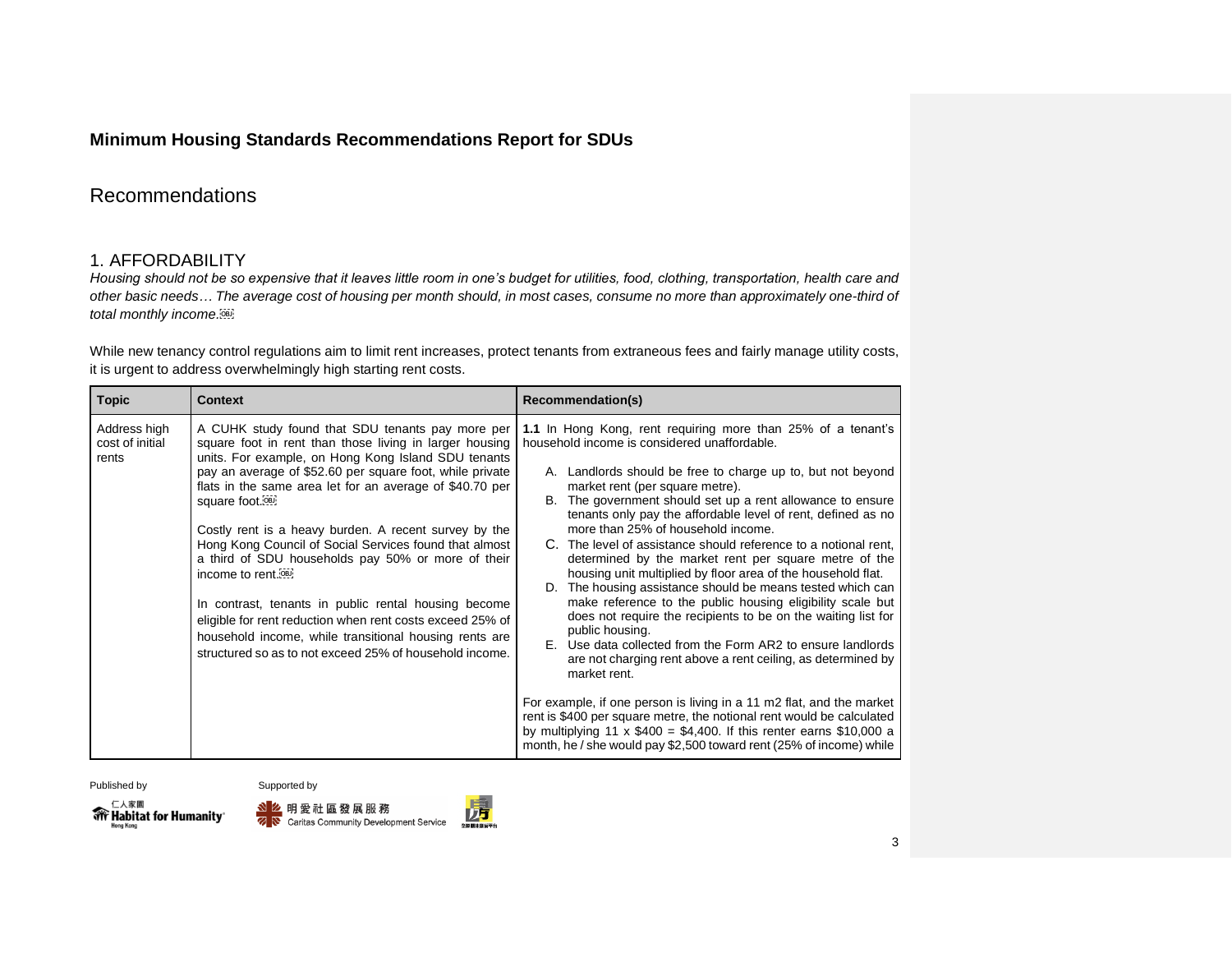## Minimum Housing Standards Recommendations Report for SDUs

# Recommendations

## 1. AFFORDABILITY

*Housing should not be so expensive that it leaves little room in one's budget for utilities, food, clothing, transportation, health care and other basic needs… The average cost of housing per month should, in most cases, consume no more than approximately one-third of total monthly income.*

While new tenancy control regulations aim to limit rent increases, protect tenants from extraneous fees and fairly manage utility costs, it is urgent to address overwhelmingly high starting rent costs.

| Topic | Context | Recommendation(s) |
|---|---|---|
| Address high cost of initial rents | A CUHK study found that SDU tenants pay more per square foot in rent than those living in larger housing units. For example, on Hong Kong Island SDU tenants pay an average of $52.60 per square foot, while private flats in the same area let for an average of $40.70 per square foot.<br><br>Costly rent is a heavy burden. A recent survey by the Hong Kong Council of Social Services found that almost a third of SDU households pay 50% or more of their income to rent.<br><br>In contrast, tenants in public rental housing become eligible for rent reduction when rent costs exceed 25% of household income, while transitional housing rents are structured so as to not exceed 25% of household income. | **1.1** In Hong Kong, rent requiring more than 25% of a tenant's household income is considered unaffordable.<br><br>A. Landlords should be free to charge up to, but not beyond market rent (per square metre).<br>B. The government should set up a rent allowance to ensure tenants only pay the affordable level of rent, defined as no more than 25% of household income.<br>C. The level of assistance should reference to a notional rent, determined by the market rent per square metre of the housing unit multiplied by floor area of the household flat.<br>D. The housing assistance should be means tested which can make reference to the public housing eligibility scale but does not require the recipients to be on the waiting list for public housing.<br>E. Use data collected from the Form AR2 to ensure landlords are not charging rent above a rent ceiling, as determined by market rent.<br><br>For example, if one person is living in a 11 m2 flat, and the market rent is $400 per square metre, the notional rent would be calculated by multiplying 11 x $400 = $4,400. If this renter earns $10,000 a month, he / she would pay $2,500 toward rent (25% of income) while |

Published by Habitat for Humanity Hong Kong

Supported by Caritas Community Development Service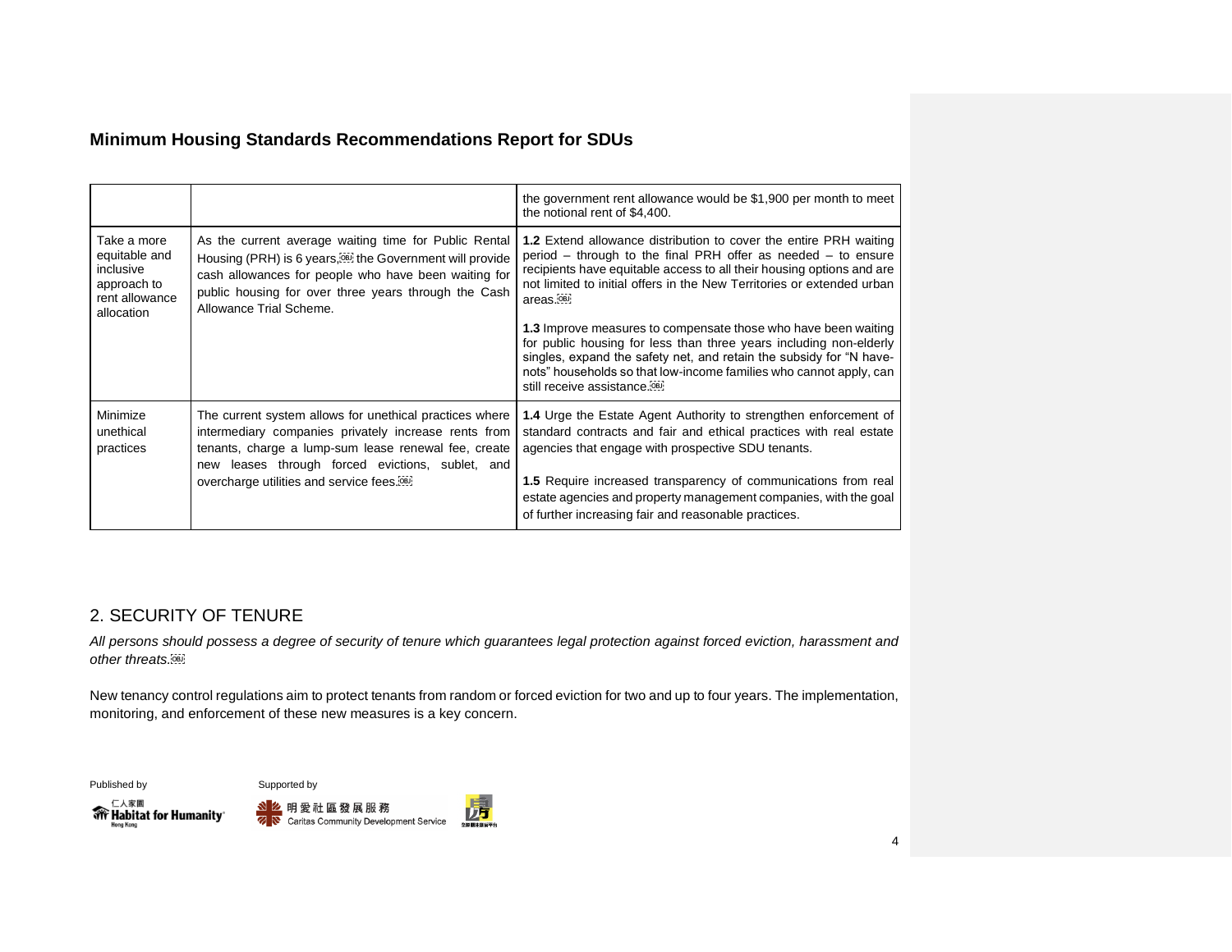| | | |
|---|---|---|
| | | the government rent allowance would be $1,900 per month to meet the notional rent of $4,400. |
| Take a more equitable and inclusive approach to rent allowance allocation | As the current average waiting time for Public Rental Housing (PRH) is 6 years, the Government will provide cash allowances for people who have been waiting for public housing for over three years through the Cash Allowance Trial Scheme. | **1.2** Extend allowance distribution to cover the entire PRH waiting period – through to the final PRH offer as needed – to ensure recipients have equitable access to all their housing options and are not limited to initial offers in the New Territories or extended urban areas.<br><br>**1.3** Improve measures to compensate those who have been waiting for public housing for less than three years including non-elderly singles, expand the safety net, and retain the subsidy for "N have-nots" households so that low-income families who cannot apply, can still receive assistance. |
| Minimize unethical practices | The current system allows for unethical practices where intermediary companies privately increase rents from tenants, charge a lump-sum lease renewal fee, create new leases through forced evictions, sublet, and overcharge utilities and service fees. | **1.4** Urge the Estate Agent Authority to strengthen enforcement of standard contracts and fair and ethical practices with real estate agencies that engage with prospective SDU tenants.<br><br>**1.5** Require increased transparency of communications from real estate agencies and property management companies, with the goal of further increasing fair and reasonable practices. |

## 2. SECURITY OF TENURE

*All persons should possess a degree of security of tenure which guarantees legal protection against forced eviction, harassment and other threats.*

New tenancy control regulations aim to protect tenants from random or forced eviction for two and up to four years. The implementation, monitoring, and enforcement of these new measures is a key concern.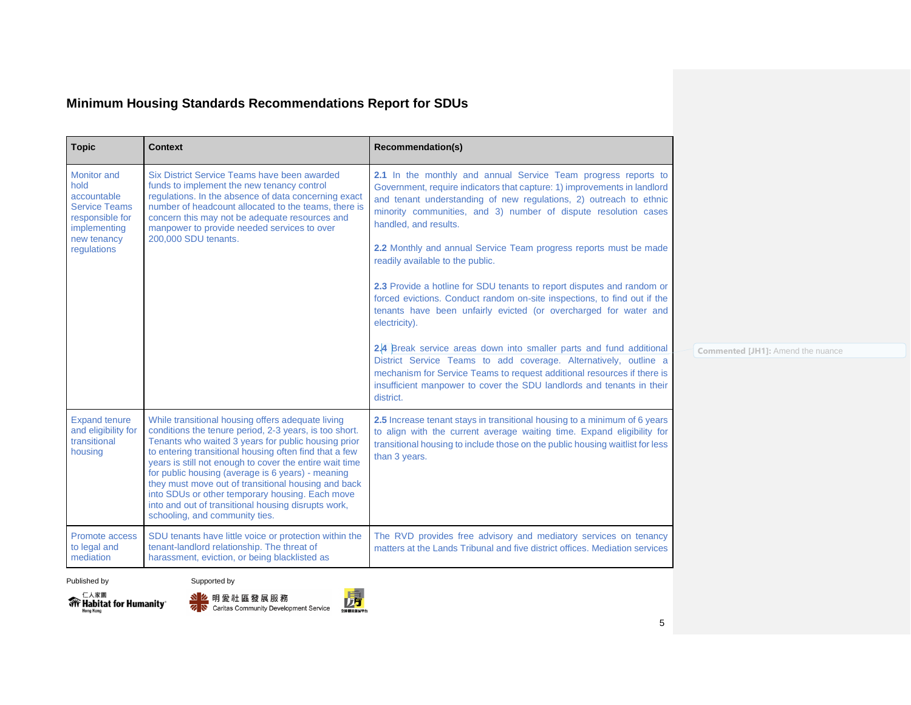## Minimum Housing Standards Recommendations Report for SDUs

| Topic | Context | Recommendation(s) |
|---|---|---|
| Monitor and hold accountable Service Teams responsible for implementing new tenancy regulations | Six District Service Teams have been awarded funds to implement the new tenancy control regulations. In the absence of data concerning exact number of headcount allocated to the teams, there is concern this may not be adequate resources and manpower to provide needed services to over 200,000 SDU tenants. | **2.1** In the monthly and annual Service Team progress reports to Government, require indicators that capture: 1) improvements in landlord and tenant understanding of new regulations, 2) outreach to ethnic minority communities, and 3) number of dispute resolution cases handled, and results.<br><br>**2.2** Monthly and annual Service Team progress reports must be made readily available to the public.<br><br>**2.3** Provide a hotline for SDU tenants to report disputes and random or forced evictions. Conduct random on-site inspections, to find out if the tenants have been unfairly evicted (or overcharged for water and electricity).<br><br>**2.4** Break service areas down into smaller parts and fund additional District Service Teams to add coverage. Alternatively, outline a mechanism for Service Teams to request additional resources if there is insufficient manpower to cover the SDU landlords and tenants in their district. |
| Expand tenure and eligibility for transitional housing | While transitional housing offers adequate living conditions the tenure period, 2-3 years, is too short. Tenants who waited 3 years for public housing prior to entering transitional housing often find that a few years is still not enough to cover the entire wait time for public housing (average is 6 years) - meaning they must move out of transitional housing and back into SDUs or other temporary housing. Each move into and out of transitional housing disrupts work, schooling, and community ties. | **2.5** Increase tenant stays in transitional housing to a minimum of 6 years to align with the current average waiting time. Expand eligibility for transitional housing to include those on the public housing waitlist for less than 3 years. |
| Promote access to legal and mediation | SDU tenants have little voice or protection within the tenant-landlord relationship. The threat of harassment, eviction, or being blacklisted as | The RVD provides free advisory and mediatory services on tenancy matters at the Lands Tribunal and five district offices. Mediation services |

Commented [JH1]: Amend the nuance

Published by

仁人家園 Habitat for Humanity Hong Kong

Supported by

明愛社區發展服務 Caritas Community Development Service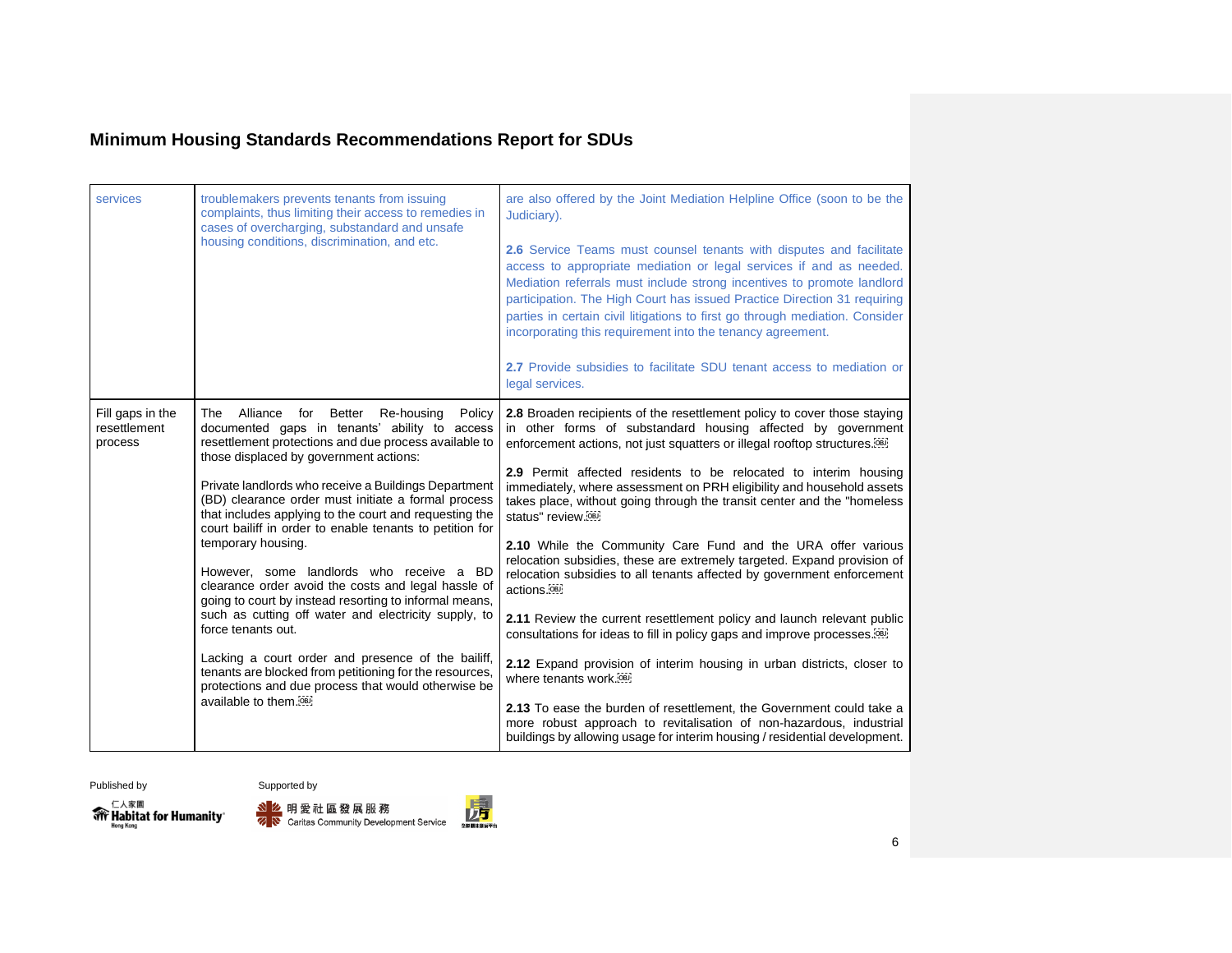| services | troublemakers prevents tenants from issuing complaints, thus limiting their access to remedies in cases of overcharging, substandard and unsafe housing conditions, discrimination, and etc. | are also offered by the Joint Mediation Helpline Office (soon to be the Judiciary).<br><br>**2.6** Service Teams must counsel tenants with disputes and facilitate access to appropriate mediation or legal services if and as needed. Mediation referrals must include strong incentives to promote landlord participation. The High Court has issued Practice Direction 31 requiring parties in certain civil litigations to first go through mediation. Consider incorporating this requirement into the tenancy agreement.<br><br>**2.7** Provide subsidies to facilitate SDU tenant access to mediation or legal services. |
|---|---|---|
| Fill gaps in the resettlement process | The Alliance for Better Re-housing Policy documented gaps in tenants' ability to access resettlement protections and due process available to those displaced by government actions:<br><br>Private landlords who receive a Buildings Department (BD) clearance order must initiate a formal process that includes applying to the court and requesting the court bailiff in order to enable tenants to petition for temporary housing.<br><br>However, some landlords who receive a BD clearance order avoid the costs and legal hassle of going to court by instead resorting to informal means, such as cutting off water and electricity supply, to force tenants out.<br><br>Lacking a court order and presence of the bailiff, tenants are blocked from petitioning for the resources, protections and due process that would otherwise be available to them. | **2.8** Broaden recipients of the resettlement policy to cover those staying in other forms of substandard housing affected by government enforcement actions, not just squatters or illegal rooftop structures.<br><br>**2.9** Permit affected residents to be relocated to interim housing immediately, where assessment on PRH eligibility and household assets takes place, without going through the transit center and the "homeless status" review.<br><br>**2.10** While the Community Care Fund and the URA offer various relocation subsidies, these are extremely targeted. Expand provision of relocation subsidies to all tenants affected by government enforcement actions.<br><br>**2.11** Review the current resettlement policy and launch relevant public consultations for ideas to fill in policy gaps and improve processes.<br><br>**2.12** Expand provision of interim housing in urban districts, closer to where tenants work.<br><br>**2.13** To ease the burden of resettlement, the Government could take a more robust approach to revitalisation of non-hazardous, industrial buildings by allowing usage for interim housing / residential development. |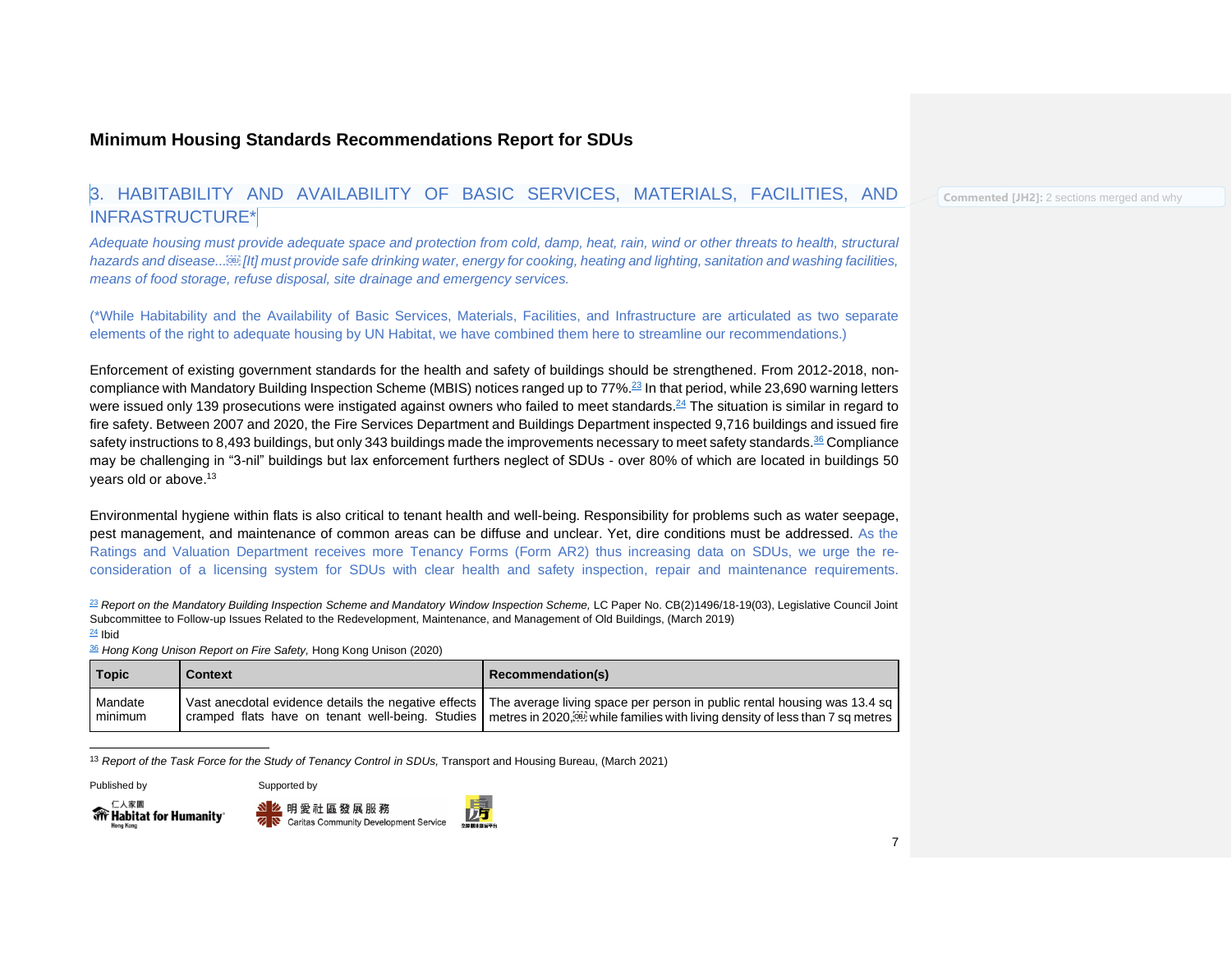## 3. HABITABILITY AND AVAILABILITY OF BASIC SERVICES, MATERIALS, FACILITIES, AND INFRASTRUCTURE*

*Adequate housing must provide adequate space and protection from cold, damp, heat, rain, wind or other threats to health, structural hazards and disease... [It] must provide safe drinking water, energy for cooking, heating and lighting, sanitation and washing facilities, means of food storage, refuse disposal, site drainage and emergency services.*

(*While Habitability and the Availability of Basic Services, Materials, Facilities, and Infrastructure are articulated as two separate elements of the right to adequate housing by UN Habitat, we have combined them here to streamline our recommendations.)

Enforcement of existing government standards for the health and safety of buildings should be strengthened. From 2012-2018, non-compliance with Mandatory Building Inspection Scheme (MBIS) notices ranged up to 77%.[23] In that period, while 23,690 warning letters were issued only 139 prosecutions were instigated against owners who failed to meet standards.[24] The situation is similar in regard to fire safety. Between 2007 and 2020, the Fire Services Department and Buildings Department inspected 9,716 buildings and issued fire safety instructions to 8,493 buildings, but only 343 buildings made the improvements necessary to meet safety standards.[36] Compliance may be challenging in "3-nil" buildings but lax enforcement furthers neglect of SDUs - over 80% of which are located in buildings 50 years old or above.[13]

Environmental hygiene within flats is also critical to tenant health and well-being. Responsibility for problems such as water seepage, pest management, and maintenance of common areas can be diffuse and unclear. Yet, dire conditions must be addressed. As the Ratings and Valuation Department receives more Tenancy Forms (Form AR2) thus increasing data on SDUs, we urge the re-consideration of a licensing system for SDUs with clear health and safety inspection, repair and maintenance requirements.

[23] *Report on the Mandatory Building Inspection Scheme and Mandatory Window Inspection Scheme,* LC Paper No. CB(2)1496/18-19(03), Legislative Council Joint Subcommittee to Follow-up Issues Related to the Redevelopment, Maintenance, and Management of Old Buildings, (March 2019)

[24] Ibid

[36] *Hong Kong Unison Report on Fire Safety,* Hong Kong Unison (2020)

| Topic | Context | Recommendation(s) |
|---|---|---|
| Mandate minimum | Vast anecdotal evidence details the negative effects cramped flats have on tenant well-being. Studies | The average living space per person in public rental housing was 13.4 sq metres in 2020, while families with living density of less than 7 sq metres |

[13] *Report of the Task Force for the Study of Tenancy Control in SDUs,* Transport and Housing Bureau, (March 2021)

Published by — Habitat for Humanity Hong Kong 仁人家園

Supported by — 明愛社區發展服務 Caritas Community Development Service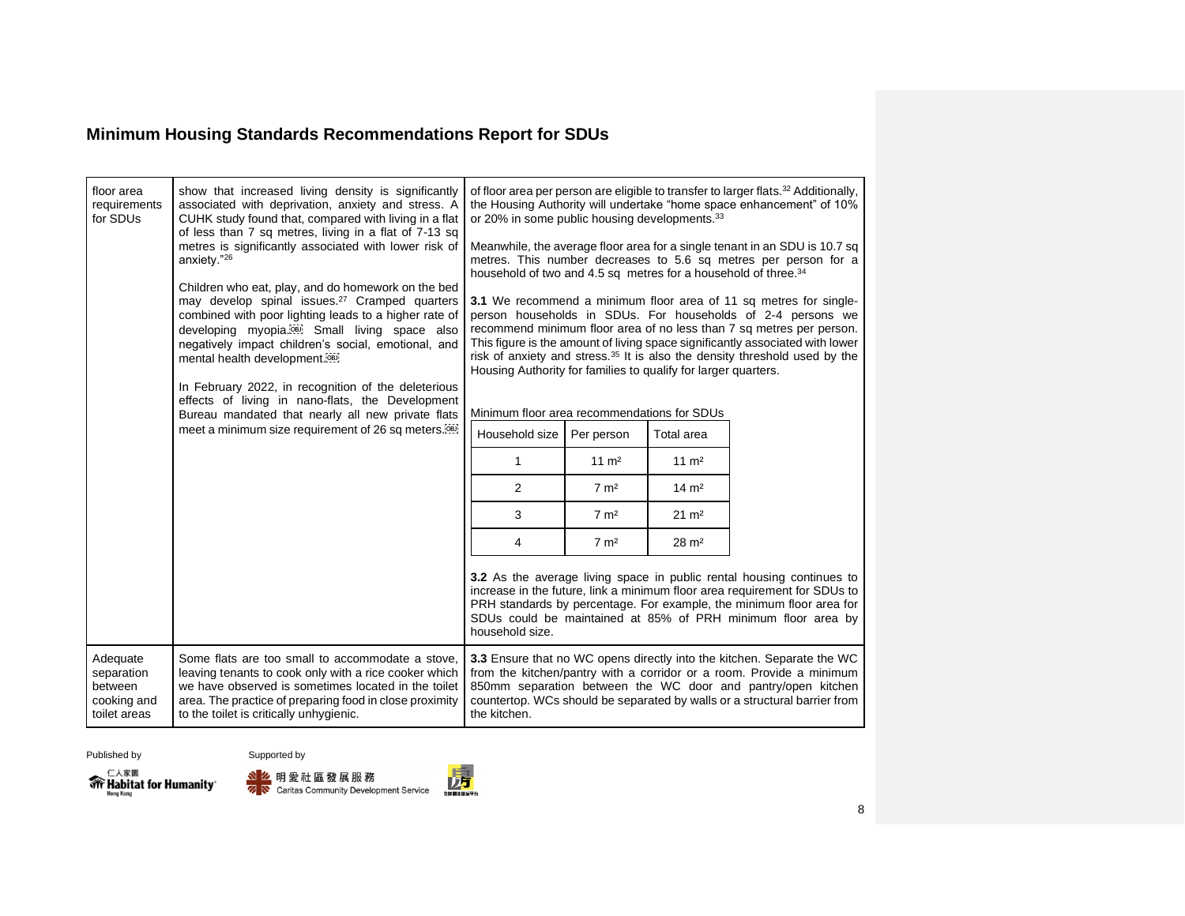| | | |
|---|---|---|
| floor area requirements for SDUs | show that increased living density is significantly associated with deprivation, anxiety and stress. A CUHK study found that, compared with living in a flat of less than 7 sq metres, living in a flat of 7-13 sq metres is significantly associated with lower risk of anxiety."[26]<br><br>Children who eat, play, and do homework on the bed may develop spinal issues.[27] Cramped quarters combined with poor lighting leads to a higher rate of developing myopia. Small living space also negatively impact children's social, emotional, and mental health development.<br><br>In February 2022, in recognition of the deleterious effects of living in nano-flats, the Development Bureau mandated that nearly all new private flats meet a minimum size requirement of 26 sq meters. | of floor area per person are eligible to transfer to larger flats.[32] Additionally, the Housing Authority will undertake "home space enhancement" of 10% or 20% in some public housing developments.[33]<br><br>Meanwhile, the average floor area for a single tenant in an SDU is 10.7 sq metres. This number decreases to 5.6 sq metres per person for a household of two and 4.5 sq metres for a household of three.[34]<br><br>**3.1** We recommend a minimum floor area of 11 sq metres for single-person households in SDUs. For households of 2-4 persons we recommend minimum floor area of no less than 7 sq metres per person. This figure is the amount of living space significantly associated with lower risk of anxiety and stress.[35] It is also the density threshold used by the Housing Authority for families to qualify for larger quarters.<br><br>Minimum floor area recommendations for SDUs<br><br>Household size / Per person / Total area<br>1 / 11 m² / 11 m²<br>2 / 7 m² / 14 m²<br>3 / 7 m² / 21 m²<br>4 / 7 m² / 28 m²<br><br>**3.2** As the average living space in public rental housing continues to increase in the future, link a minimum floor area requirement for SDUs to PRH standards by percentage. For example, the minimum floor area for SDUs could be maintained at 85% of PRH minimum floor area by household size. |
| Adequate separation between cooking and toilet areas | Some flats are too small to accommodate a stove, leaving tenants to cook only with a rice cooker which we have observed is sometimes located in the toilet area. The practice of preparing food in close proximity to the toilet is critically unhygienic. | **3.3** Ensure that no WC opens directly into the kitchen. Separate the WC from the kitchen/pantry with a corridor or a room. Provide a minimum 850mm separation between the WC door and pantry/open kitchen countertop. WCs should be separated by walls or a structural barrier from the kitchen. |

Minimum floor area recommendations for SDUs

| Household size | Per person | Total area |
|---|---|---|
| 1 | 11 m² | 11 m² |
| 2 | 7 m² | 14 m² |
| 3 | 7 m² | 21 m² |
| 4 | 7 m² | 28 m² |

Published by

仁人家園 Habitat for Humanity Hong Kong

Supported by

明愛社區發展服務 Caritas Community Development Service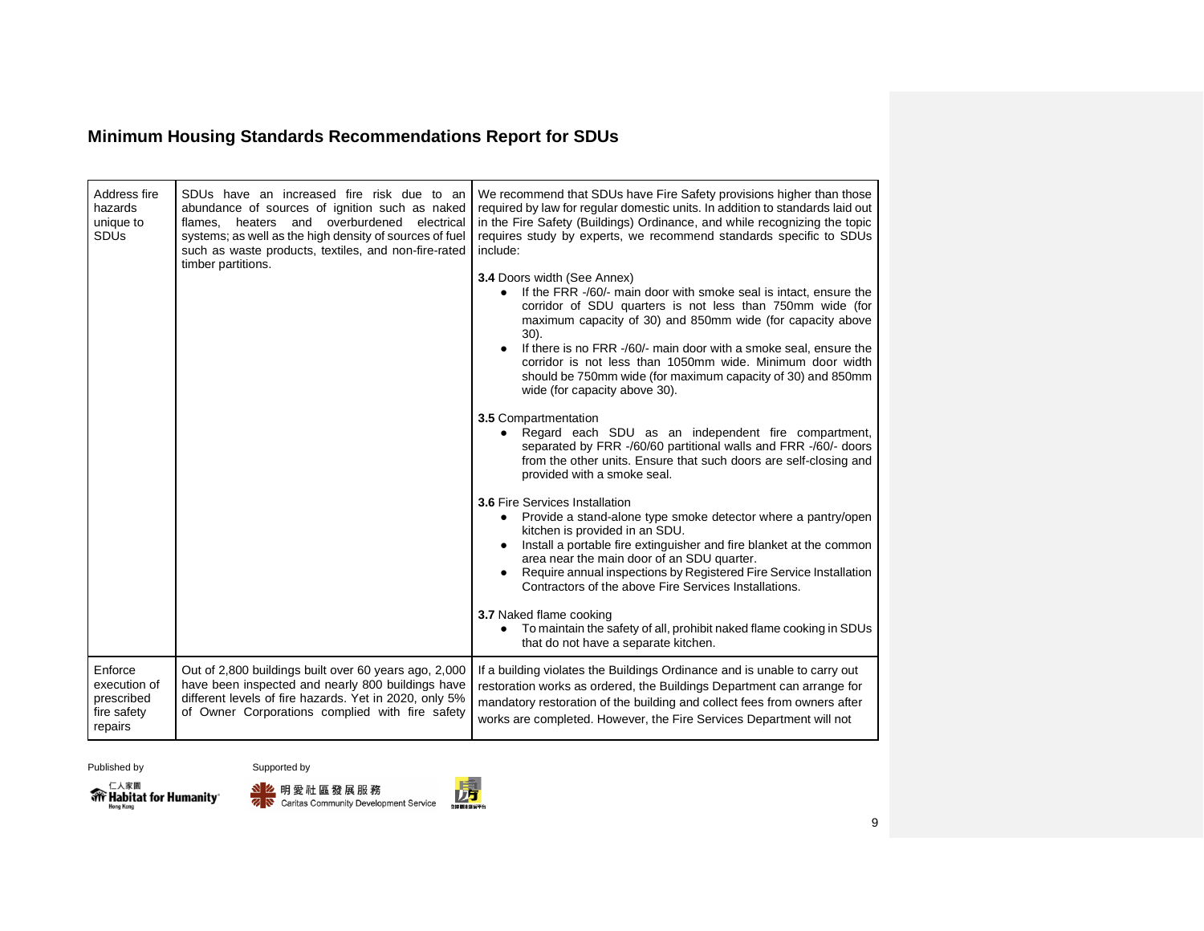## Minimum Housing Standards Recommendations Report for SDUs

| | | |
|---|---|---|
| Address fire hazards unique to SDUs | SDUs have an increased fire risk due to an abundance of sources of ignition such as naked flames, heaters and overburdened electrical systems; as well as the high density of sources of fuel such as waste products, textiles, and non-fire-rated timber partitions. | We recommend that SDUs have Fire Safety provisions higher than those required by law for regular domestic units. In addition to standards laid out in the Fire Safety (Buildings) Ordinance, and while recognizing the topic requires study by experts, we recommend standards specific to SDUs include:<br><br>**3.4** Doors width (See Annex)<br>• If the FRR -/60/- main door with smoke seal is intact, ensure the corridor of SDU quarters is not less than 750mm wide (for maximum capacity of 30) and 850mm wide (for capacity above 30).<br>• If there is no FRR -/60/- main door with a smoke seal, ensure the corridor is not less than 1050mm wide. Minimum door width should be 750mm wide (for maximum capacity of 30) and 850mm wide (for capacity above 30).<br><br>**3.5** Compartmentation<br>• Regard each SDU as an independent fire compartment, separated by FRR -/60/60 partitional walls and FRR -/60/- doors from the other units. Ensure that such doors are self-closing and provided with a smoke seal.<br><br>**3.6** Fire Services Installation<br>• Provide a stand-alone type smoke detector where a pantry/open kitchen is provided in an SDU.<br>• Install a portable fire extinguisher and fire blanket at the common area near the main door of an SDU quarter.<br>• Require annual inspections by Registered Fire Service Installation Contractors of the above Fire Services Installations.<br><br>**3.7** Naked flame cooking<br>• To maintain the safety of all, prohibit naked flame cooking in SDUs that do not have a separate kitchen. |
| Enforce execution of prescribed fire safety repairs | Out of 2,800 buildings built over 60 years ago, 2,000 have been inspected and nearly 800 buildings have different levels of fire hazards. Yet in 2020, only 5% of Owner Corporations complied with fire safety | If a building violates the Buildings Ordinance and is unable to carry out restoration works as ordered, the Buildings Department can arrange for mandatory restoration of the building and collect fees from owners after works are completed. However, the Fire Services Department will not |

Published by
仁人家園 Habitat for Humanity Hong Kong

Supported by
明愛社區發展服務 Caritas Community Development Service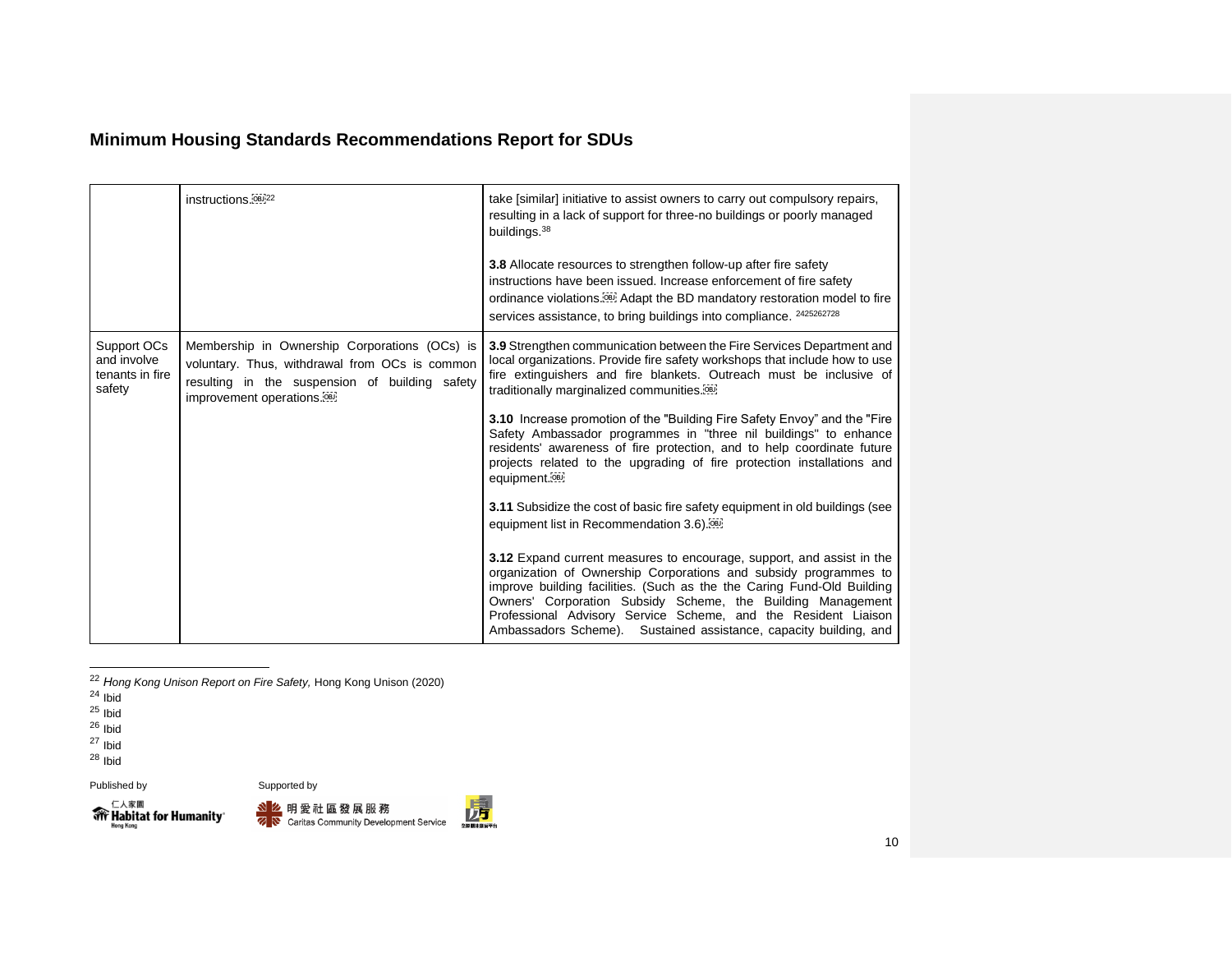| | instructions.[22] | take [similar] initiative to assist owners to carry out compulsory repairs, resulting in a lack of support for three-no buildings or poorly managed buildings.[38]<br><br>**3.8** Allocate resources to strengthen follow-up after fire safety instructions have been issued. Increase enforcement of fire safety ordinance violations. Adapt the BD mandatory restoration model to fire services assistance, to bring buildings into compliance. [24][25][26][27][28] |
|---|---|---|
| Support OCs and involve tenants in fire safety | Membership in Ownership Corporations (OCs) is voluntary. Thus, withdrawal from OCs is common resulting in the suspension of building safety improvement operations. | **3.9** Strengthen communication between the Fire Services Department and local organizations. Provide fire safety workshops that include how to use fire extinguishers and fire blankets. Outreach must be inclusive of traditionally marginalized communities.<br><br>**3.10** Increase promotion of the "Building Fire Safety Envoy" and the "Fire Safety Ambassador programmes in "three nil buildings" to enhance residents' awareness of fire protection, and to help coordinate future projects related to the upgrading of fire protection installations and equipment.<br><br>**3.11** Subsidize the cost of basic fire safety equipment in old buildings (see equipment list in Recommendation 3.6).<br><br>**3.12** Expand current measures to encourage, support, and assist in the organization of Ownership Corporations and subsidy programmes to improve building facilities. (Such as the the Caring Fund-Old Building Owners' Corporation Subsidy Scheme, the Building Management Professional Advisory Service Scheme, and the Resident Liaison Ambassadors Scheme). Sustained assistance, capacity building, and |

[22] *Hong Kong Unison Report on Fire Safety,* Hong Kong Unison (2020)

[24] Ibid

[25] Ibid

[26] Ibid

[27] Ibid

[28] Ibid

Published by Supported by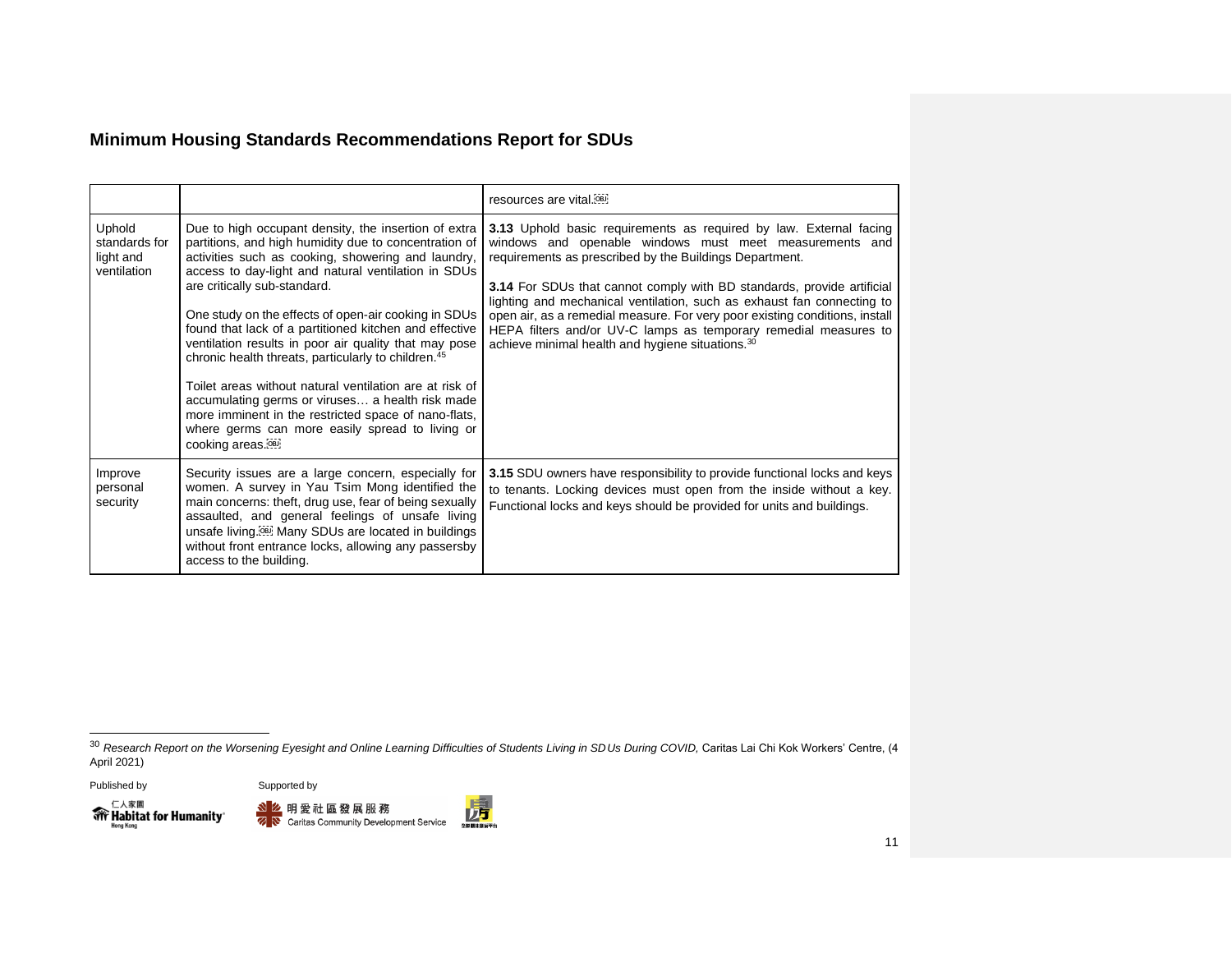## Minimum Housing Standards Recommendations Report for SDUs

| | | |
|---|---|---|
| | | resources are vital. |
| Uphold standards for light and ventilation | Due to high occupant density, the insertion of extra partitions, and high humidity due to concentration of activities such as cooking, showering and laundry, access to day-light and natural ventilation in SDUs are critically sub-standard.<br><br>One study on the effects of open-air cooking in SDUs found that lack of a partitioned kitchen and effective ventilation results in poor air quality that may pose chronic health threats, particularly to children.[45]<br><br>Toilet areas without natural ventilation are at risk of accumulating germs or viruses… a health risk made more imminent in the restricted space of nano-flats, where germs can more easily spread to living or cooking areas. | **3.13** Uphold basic requirements as required by law. External facing windows and openable windows must meet measurements and requirements as prescribed by the Buildings Department.<br><br>**3.14** For SDUs that cannot comply with BD standards, provide artificial lighting and mechanical ventilation, such as exhaust fan connecting to open air, as a remedial measure. For very poor existing conditions, install HEPA filters and/or UV-C lamps as temporary remedial measures to achieve minimal health and hygiene situations.[30] |
| Improve personal security | Security issues are a large concern, especially for women. A survey in Yau Tsim Mong identified the main concerns: theft, drug use, fear of being sexually assaulted, and general feelings of unsafe living unsafe living. Many SDUs are located in buildings without front entrance locks, allowing any passersby access to the building. | **3.15** SDU owners have responsibility to provide functional locks and keys to tenants. Locking devices must open from the inside without a key. Functional locks and keys should be provided for units and buildings. |

[30] *Research Report on the Worsening Eyesight and Online Learning Difficulties of Students Living in SDUs During COVID,* Caritas Lai Chi Kok Workers' Centre, (4 April 2021)

Published by Supported by

仁人家園 Habitat for Humanity Hong Kong

明愛社區發展服務 Caritas Community Development Service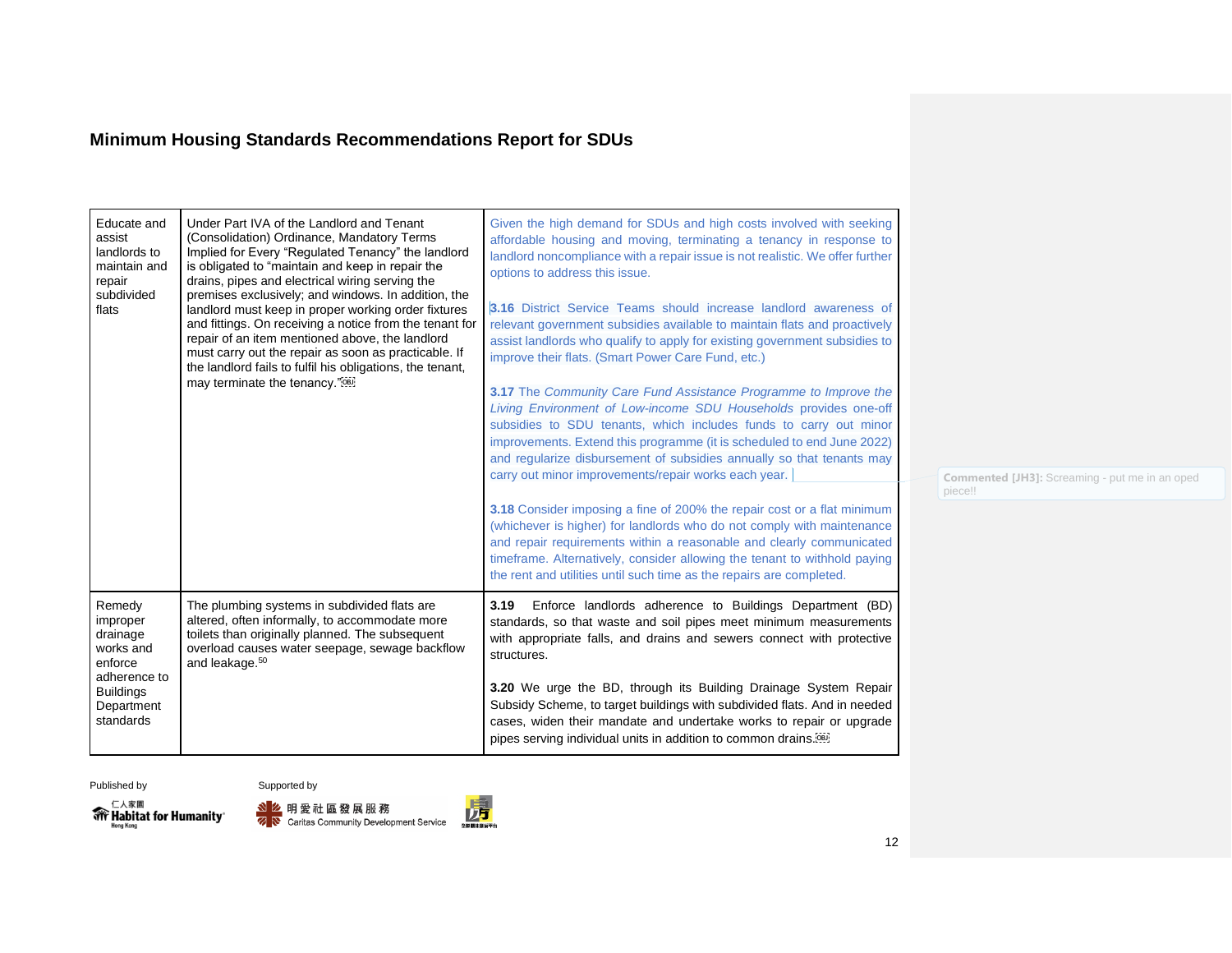## Minimum Housing Standards Recommendations Report for SDUs

| | | |
|---|---|---|
| Educate and assist landlords to maintain and repair subdivided flats | Under Part IVA of the Landlord and Tenant (Consolidation) Ordinance, Mandatory Terms Implied for Every "Regulated Tenancy" the landlord is obligated to "maintain and keep in repair the drains, pipes and electrical wiring serving the premises exclusively; and windows. In addition, the landlord must keep in proper working order fixtures and fittings. On receiving a notice from the tenant for repair of an item mentioned above, the landlord must carry out the repair as soon as practicable. If the landlord fails to fulfil his obligations, the tenant, may terminate the tenancy." | Given the high demand for SDUs and high costs involved with seeking affordable housing and moving, terminating a tenancy in response to landlord noncompliance with a repair issue is not realistic. We offer further options to address this issue.<br><br>**3.16** District Service Teams should increase landlord awareness of relevant government subsidies available to maintain flats and proactively assist landlords who qualify to apply for existing government subsidies to improve their flats. (Smart Power Care Fund, etc.)<br><br>**3.17** The *Community Care Fund Assistance Programme to Improve the Living Environment of Low-income SDU Households* provides one-off subsidies to SDU tenants, which includes funds to carry out minor improvements. Extend this programme (it is scheduled to end June 2022) and regularize disbursement of subsidies annually so that tenants may carry out minor improvements/repair works each year.<br><br>**3.18** Consider imposing a fine of 200% the repair cost or a flat minimum (whichever is higher) for landlords who do not comply with maintenance and repair requirements within a reasonable and clearly communicated timeframe. Alternatively, consider allowing the tenant to withhold paying the rent and utilities until such time as the repairs are completed. |
| Remedy improper drainage works and enforce adherence to Buildings Department standards | The plumbing systems in subdivided flats are altered, often informally, to accommodate more toilets than originally planned. The subsequent overload causes water seepage, sewage backflow and leakage.[50] | **3.19** Enforce landlords adherence to Buildings Department (BD) standards, so that waste and soil pipes meet minimum measurements with appropriate falls, and drains and sewers connect with protective structures.<br><br>**3.20** We urge the BD, through its Building Drainage System Repair Subsidy Scheme, to target buildings with subdivided flats. And in needed cases, widen their mandate and undertake works to repair or upgrade pipes serving individual units in addition to common drains. |

**Commented [JH3]:** Screaming - put me in an oped piece!!

Published by

仁人家園 Habitat for Humanity Hong Kong

Supported by

明愛社區發展服務 Caritas Community Development Service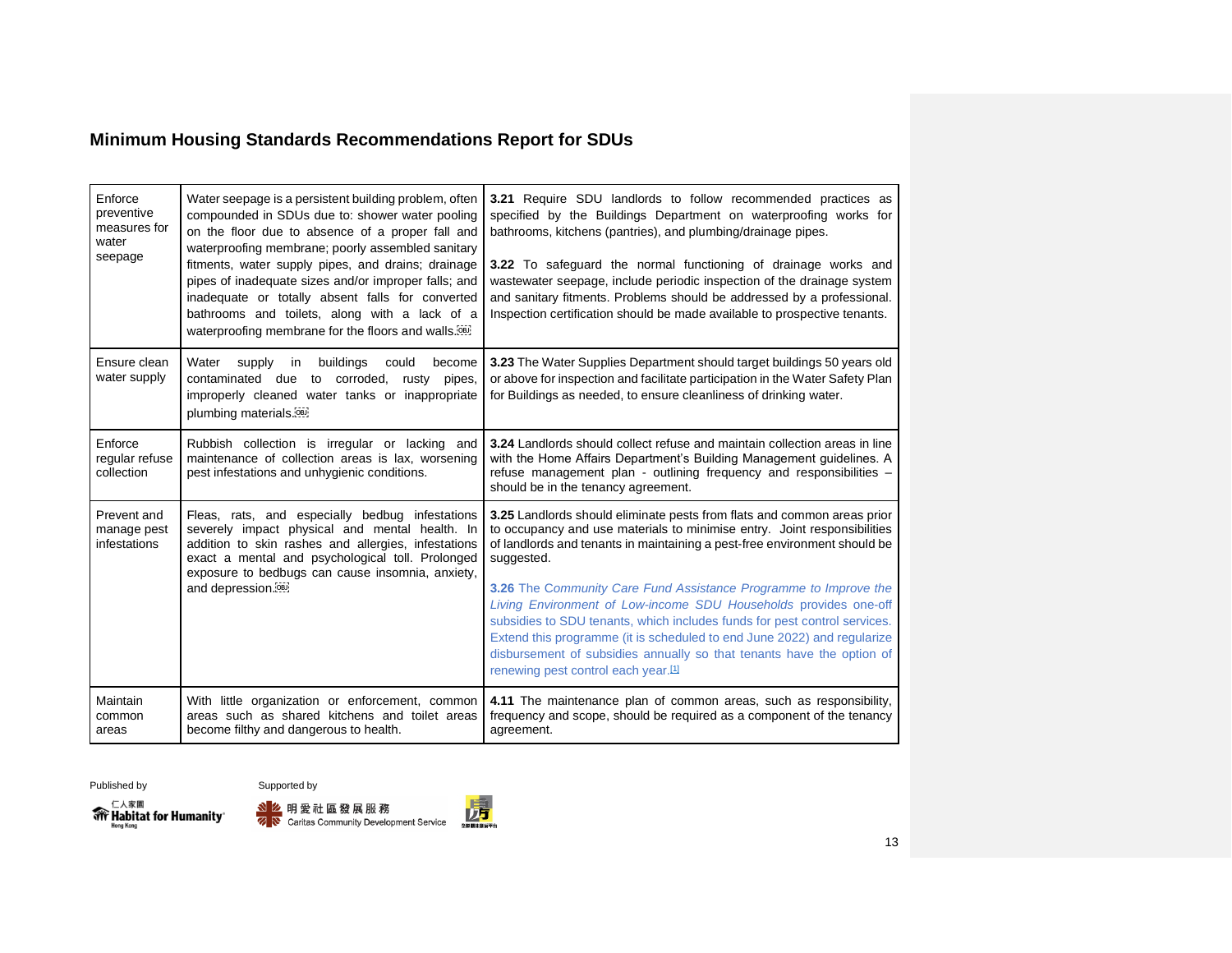## Minimum Housing Standards Recommendations Report for SDUs

| | | |
|---|---|---|
| Enforce preventive measures for water seepage | Water seepage is a persistent building problem, often compounded in SDUs due to: shower water pooling on the floor due to absence of a proper fall and waterproofing membrane; poorly assembled sanitary fitments, water supply pipes, and drains; drainage pipes of inadequate sizes and/or improper falls; and inadequate or totally absent falls for converted bathrooms and toilets, along with a lack of a waterproofing membrane for the floors and walls. | **3.21** Require SDU landlords to follow recommended practices as specified by the Buildings Department on waterproofing works for bathrooms, kitchens (pantries), and plumbing/drainage pipes.<br><br>**3.22** To safeguard the normal functioning of drainage works and wastewater seepage, include periodic inspection of the drainage system and sanitary fitments. Problems should be addressed by a professional. Inspection certification should be made available to prospective tenants. |
| Ensure clean water supply | Water supply in buildings could become contaminated due to corroded, rusty pipes, improperly cleaned water tanks or inappropriate plumbing materials. | **3.23** The Water Supplies Department should target buildings 50 years old or above for inspection and facilitate participation in the Water Safety Plan for Buildings as needed, to ensure cleanliness of drinking water. |
| Enforce regular refuse collection | Rubbish collection is irregular or lacking and maintenance of collection areas is lax, worsening pest infestations and unhygienic conditions. | **3.24** Landlords should collect refuse and maintain collection areas in line with the Home Affairs Department's Building Management guidelines. A refuse management plan - outlining frequency and responsibilities – should be in the tenancy agreement. |
| Prevent and manage pest infestations | Fleas, rats, and especially bedbug infestations severely impact physical and mental health. In addition to skin rashes and allergies, infestations exact a mental and psychological toll. Prolonged exposure to bedbugs can cause insomnia, anxiety, and depression. | **3.25** Landlords should eliminate pests from flats and common areas prior to occupancy and use materials to minimise entry. Joint responsibilities of landlords and tenants in maintaining a pest-free environment should be suggested.<br><br>**3.26** The Community Care Fund *Assistance Programme to Improve the Living Environment of Low-income SDU Households* provides one-off subsidies to SDU tenants, which includes funds for pest control services. Extend this programme (it is scheduled to end June 2022) and regularize disbursement of subsidies annually so that tenants have the option of renewing pest control each year.[1] |
| Maintain common areas | With little organization or enforcement, common areas such as shared kitchens and toilet areas become filthy and dangerous to health. | **4.11** The maintenance plan of common areas, such as responsibility, frequency and scope, should be required as a component of the tenancy agreement. |

Published by

仁人家園 Habitat for Humanity Hong Kong

Supported by

明愛社區發展服務 Caritas Community Development Service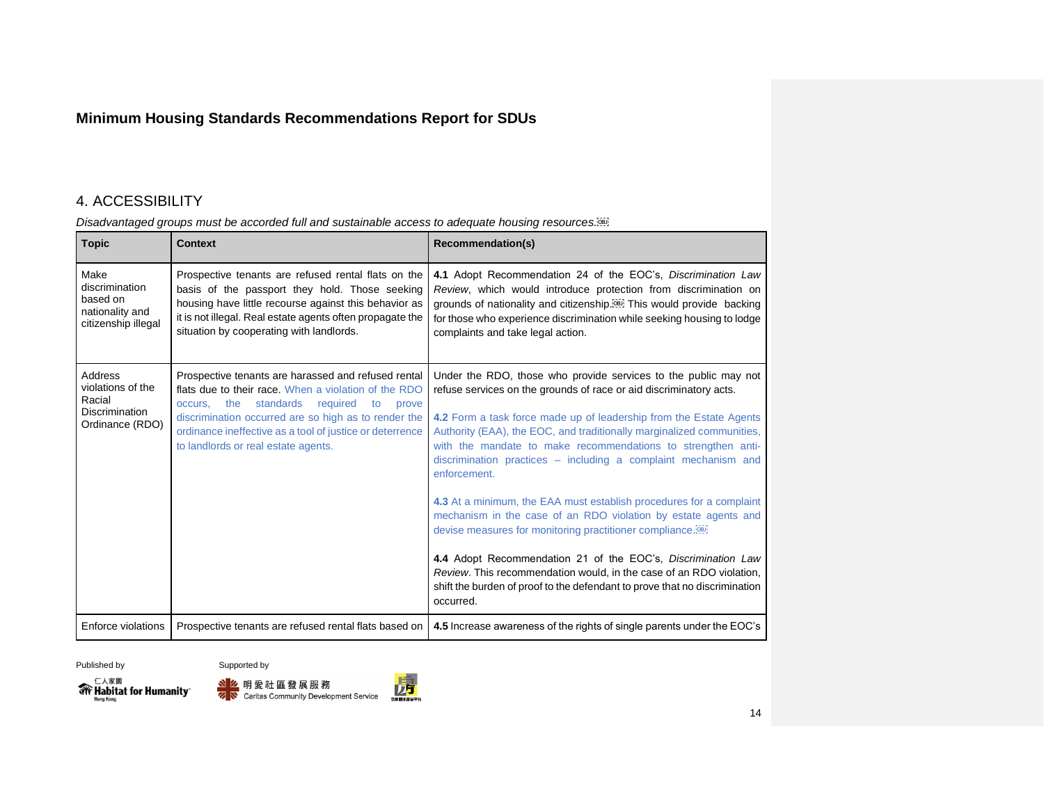## 4. ACCESSIBILITY

*Disadvantaged groups must be accorded full and sustainable access to adequate housing resources.*

| Topic | Context | Recommendation(s) |
|---|---|---|
| Make discrimination based on nationality and citizenship illegal | Prospective tenants are refused rental flats on the basis of the passport they hold. Those seeking housing have little recourse against this behavior as it is not illegal. Real estate agents often propagate the situation by cooperating with landlords. | **4.1** Adopt Recommendation 24 of the EOC's, *Discrimination Law Review*, which would introduce protection from discrimination on grounds of nationality and citizenship. This would provide backing for those who experience discrimination while seeking housing to lodge complaints and take legal action. |
| Address violations of the Racial Discrimination Ordinance (RDO) | Prospective tenants are harassed and refused rental flats due to their race. When a violation of the RDO occurs, the standards required to prove discrimination occurred are so high as to render the ordinance ineffective as a tool of justice or deterrence to landlords or real estate agents. | Under the RDO, those who provide services to the public may not refuse services on the grounds of race or aid discriminatory acts.<br><br>**4.2** Form a task force made up of leadership from the Estate Agents Authority (EAA), the EOC, and traditionally marginalized communities, with the mandate to make recommendations to strengthen anti-discrimination practices – including a complaint mechanism and enforcement.<br><br>**4.3** At a minimum, the EAA must establish procedures for a complaint mechanism in the case of an RDO violation by estate agents and devise measures for monitoring practitioner compliance.<br><br>**4.4** Adopt Recommendation 21 of the EOC's, *Discrimination Law Review*. This recommendation would, in the case of an RDO violation, shift the burden of proof to the defendant to prove that no discrimination occurred. |
| Enforce violations | Prospective tenants are refused rental flats based on | **4.5** Increase awareness of the rights of single parents under the EOC's |

Published by

Habitat for Humanity Hong Kong

Supported by

明愛社區發展服務 Caritas Community Development Service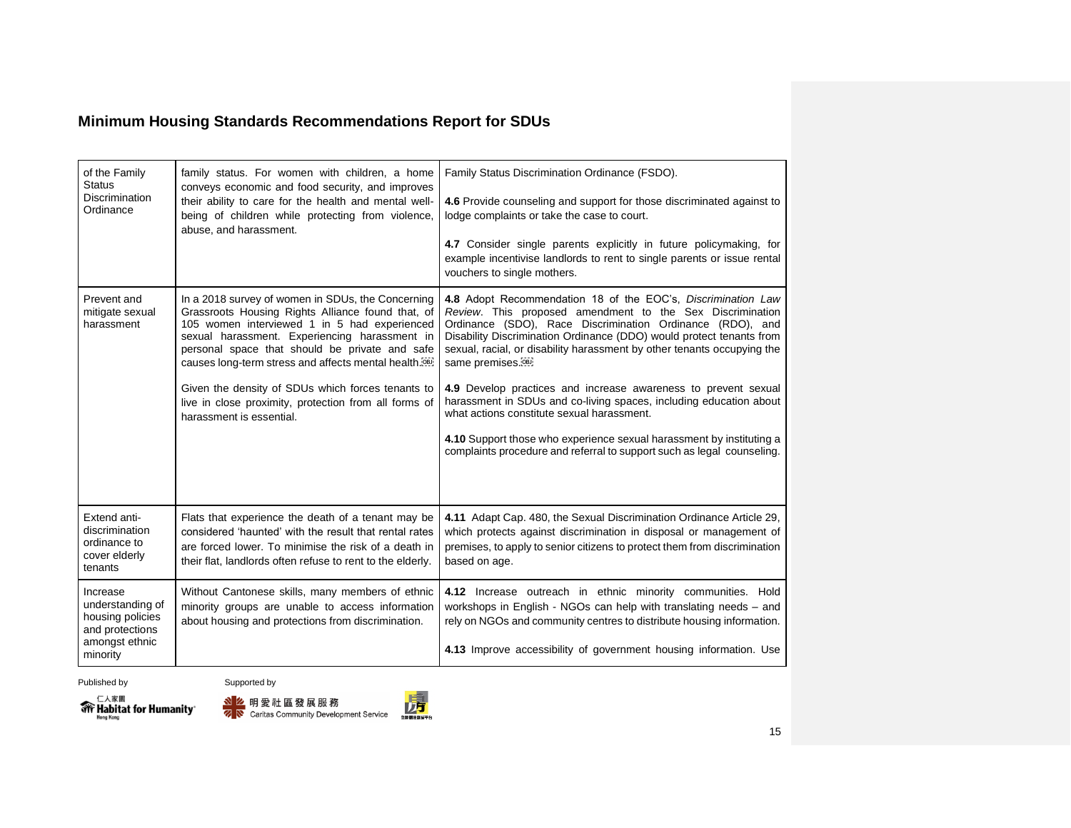| of the Family Status Discrimination Ordinance | family status. For women with children, a home conveys economic and food security, and improves their ability to care for the health and mental well-being of children while protecting from violence, abuse, and harassment. | Family Status Discrimination Ordinance (FSDO).<br><br>**4.6** Provide counseling and support for those discriminated against to lodge complaints or take the case to court.<br><br>**4.7** Consider single parents explicitly in future policymaking, for example incentivise landlords to rent to single parents or issue rental vouchers to single mothers. |
|---|---|---|
| Prevent and mitigate sexual harassment | In a 2018 survey of women in SDUs, the Concerning Grassroots Housing Rights Alliance found that, of 105 women interviewed 1 in 5 had experienced sexual harassment. Experiencing harassment in personal space that should be private and safe causes long-term stress and affects mental health.<br><br>Given the density of SDUs which forces tenants to live in close proximity, protection from all forms of harassment is essential. | **4.8** Adopt Recommendation 18 of the EOC's, *Discrimination Law Review*. This proposed amendment to the Sex Discrimination Ordinance (SDO), Race Discrimination Ordinance (RDO), and Disability Discrimination Ordinance (DDO) would protect tenants from sexual, racial, or disability harassment by other tenants occupying the same premises.<br><br>**4.9** Develop practices and increase awareness to prevent sexual harassment in SDUs and co-living spaces, including education about what actions constitute sexual harassment.<br><br>**4.10** Support those who experience sexual harassment by instituting a complaints procedure and referral to support such as legal counseling. |
| Extend anti-discrimination ordinance to cover elderly tenants | Flats that experience the death of a tenant may be considered 'haunted' with the result that rental rates are forced lower. To minimise the risk of a death in their flat, landlords often refuse to rent to the elderly. | **4.11** Adapt Cap. 480, the Sexual Discrimination Ordinance Article 29, which protects against discrimination in disposal or management of premises, to apply to senior citizens to protect them from discrimination based on age. |
| Increase understanding of housing policies and protections amongst ethnic minority | Without Cantonese skills, many members of ethnic minority groups are unable to access information about housing and protections from discrimination. | **4.12** Increase outreach in ethnic minority communities. Hold workshops in English - NGOs can help with translating needs – and rely on NGOs and community centres to distribute housing information.<br><br>**4.13** Improve accessibility of government housing information. Use |

Published by

仁人家園 Habitat for Humanity Hong Kong

Supported by

明愛社區發展服務 Caritas Community Development Service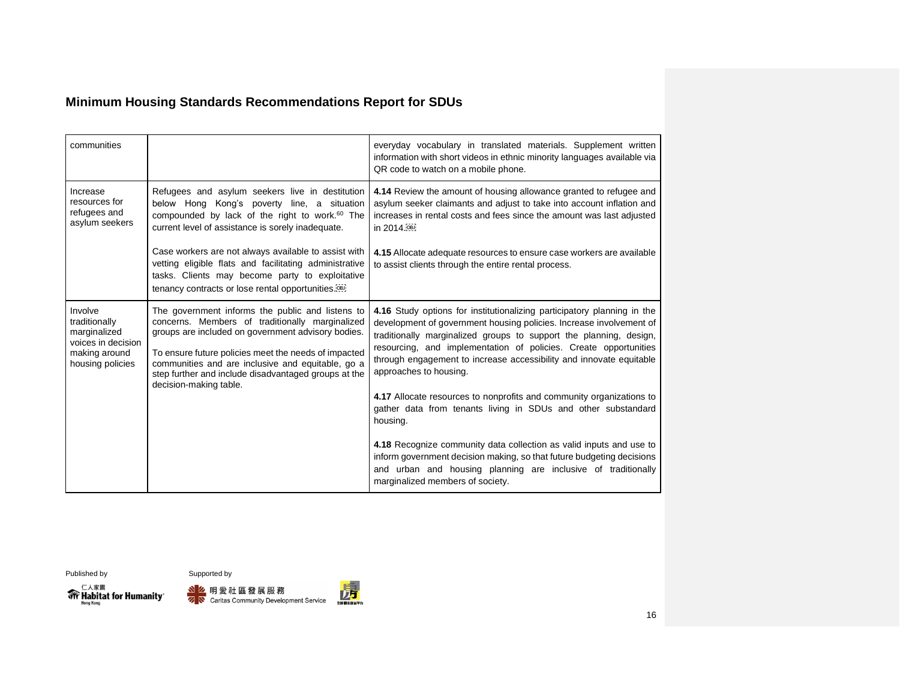| communities | | everyday vocabulary in translated materials. Supplement written information with short videos in ethnic minority languages available via QR code to watch on a mobile phone. |
|---|---|---|
| Increase resources for refugees and asylum seekers | Refugees and asylum seekers live in destitution below Hong Kong's poverty line, a situation compounded by lack of the right to work.[60] The current level of assistance is sorely inadequate.<br><br>Case workers are not always available to assist with vetting eligible flats and facilitating administrative tasks. Clients may become party to exploitative tenancy contracts or lose rental opportunities. | **4.14** Review the amount of housing allowance granted to refugee and asylum seeker claimants and adjust to take into account inflation and increases in rental costs and fees since the amount was last adjusted in 2014.<br><br>**4.15** Allocate adequate resources to ensure case workers are available to assist clients through the entire rental process. |
| Involve traditionally marginalized voices in decision making around housing policies | The government informs the public and listens to concerns. Members of traditionally marginalized groups are included on government advisory bodies.<br><br>To ensure future policies meet the needs of impacted communities and are inclusive and equitable, go a step further and include disadvantaged groups at the decision-making table. | **4.16** Study options for institutionalizing participatory planning in the development of government housing policies. Increase involvement of traditionally marginalized groups to support the planning, design, resourcing, and implementation of policies. Create opportunities through engagement to increase accessibility and innovate equitable approaches to housing.<br><br>**4.17** Allocate resources to nonprofits and community organizations to gather data from tenants living in SDUs and other substandard housing.<br><br>**4.18** Recognize community data collection as valid inputs and use to inform government decision making, so that future budgeting decisions and urban and housing planning are inclusive of traditionally marginalized members of society. |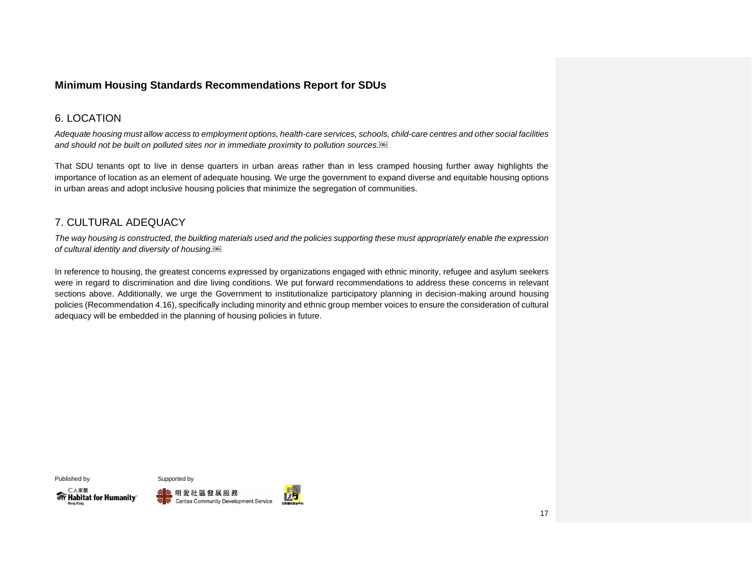## 6. LOCATION

*Adequate housing must allow access to employment options, health-care services, schools, child-care centres and other social facilities and should not be built on polluted sites nor in immediate proximity to pollution sources.*

That SDU tenants opt to live in dense quarters in urban areas rather than in less cramped housing further away highlights the importance of location as an element of adequate housing. We urge the government to expand diverse and equitable housing options in urban areas and adopt inclusive housing policies that minimize the segregation of communities.

## 7. CULTURAL ADEQUACY

*The way housing is constructed, the building materials used and the policies supporting these must appropriately enable the expression of cultural identity and diversity of housing.*

In reference to housing, the greatest concerns expressed by organizations engaged with ethnic minority, refugee and asylum seekers were in regard to discrimination and dire living conditions. We put forward recommendations to address these concerns in relevant sections above. Additionally, we urge the Government to institutionalize participatory planning in decision-making around housing policies (Recommendation 4.16), specifically including minority and ethnic group member voices to ensure the consideration of cultural adequacy will be embedded in the planning of housing policies in future.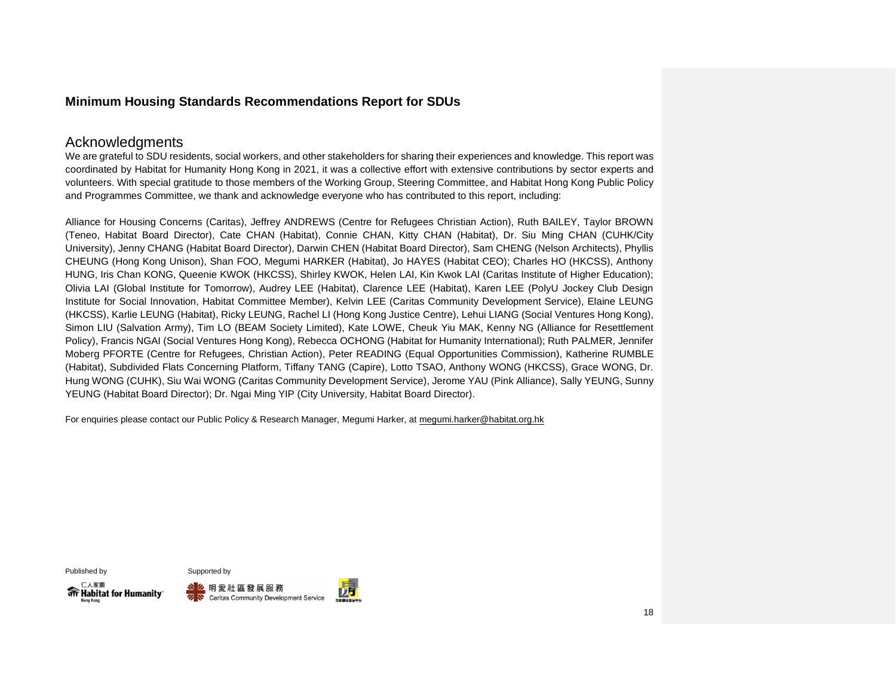### Minimum Housing Standards Recommendations Report for SDUs

## Acknowledgments

We are grateful to SDU residents, social workers, and other stakeholders for sharing their experiences and knowledge. This report was coordinated by Habitat for Humanity Hong Kong in 2021, it was a collective effort with extensive contributions by sector experts and volunteers. With special gratitude to those members of the Working Group, Steering Committee, and Habitat Hong Kong Public Policy and Programmes Committee, we thank and acknowledge everyone who has contributed to this report, including:

Alliance for Housing Concerns (Caritas), Jeffrey ANDREWS (Centre for Refugees Christian Action), Ruth BAILEY, Taylor BROWN (Teneo, Habitat Board Director), Cate CHAN (Habitat), Connie CHAN, Kitty CHAN (Habitat), Dr. Siu Ming CHAN (CUHK/City University), Jenny CHANG (Habitat Board Director), Darwin CHEN (Habitat Board Director), Sam CHENG (Nelson Architects), Phyllis CHEUNG (Hong Kong Unison), Shan FOO, Megumi HARKER (Habitat), Jo HAYES (Habitat CEO); Charles HO (HKCSS), Anthony HUNG, Iris Chan KONG, Queenie KWOK (HKCSS), Shirley KWOK, Helen LAI, Kin Kwok LAI (Caritas Institute of Higher Education); Olivia LAI (Global Institute for Tomorrow), Audrey LEE (Habitat), Clarence LEE (Habitat), Karen LEE (PolyU Jockey Club Design Institute for Social Innovation, Habitat Committee Member), Kelvin LEE (Caritas Community Development Service), Elaine LEUNG (HKCSS), Karlie LEUNG (Habitat), Ricky LEUNG, Rachel LI (Hong Kong Justice Centre), Lehui LIANG (Social Ventures Hong Kong), Simon LIU (Salvation Army), Tim LO (BEAM Society Limited), Kate LOWE, Cheuk Yiu MAK, Kenny NG (Alliance for Resettlement Policy), Francis NGAI (Social Ventures Hong Kong), Rebecca OCHONG (Habitat for Humanity International); Ruth PALMER, Jennifer Moberg PFORTE (Centre for Refugees, Christian Action), Peter READING (Equal Opportunities Commission), Katherine RUMBLE (Habitat), Subdivided Flats Concerning Platform, Tiffany TANG (Capire), Lotto TSAO, Anthony WONG (HKCSS), Grace WONG, Dr. Hung WONG (CUHK), Siu Wai WONG (Caritas Community Development Service), Jerome YAU (Pink Alliance), Sally YEUNG, Sunny YEUNG (Habitat Board Director); Dr. Ngai Ming YIP (City University, Habitat Board Director).

For enquiries please contact our Public Policy & Research Manager, Megumi Harker, at megumi.harker@habitat.org.hk

Published by

仁人家園 Habitat for Humanity Hong Kong

Supported by

明愛社區發展服務 Caritas Community Development Service